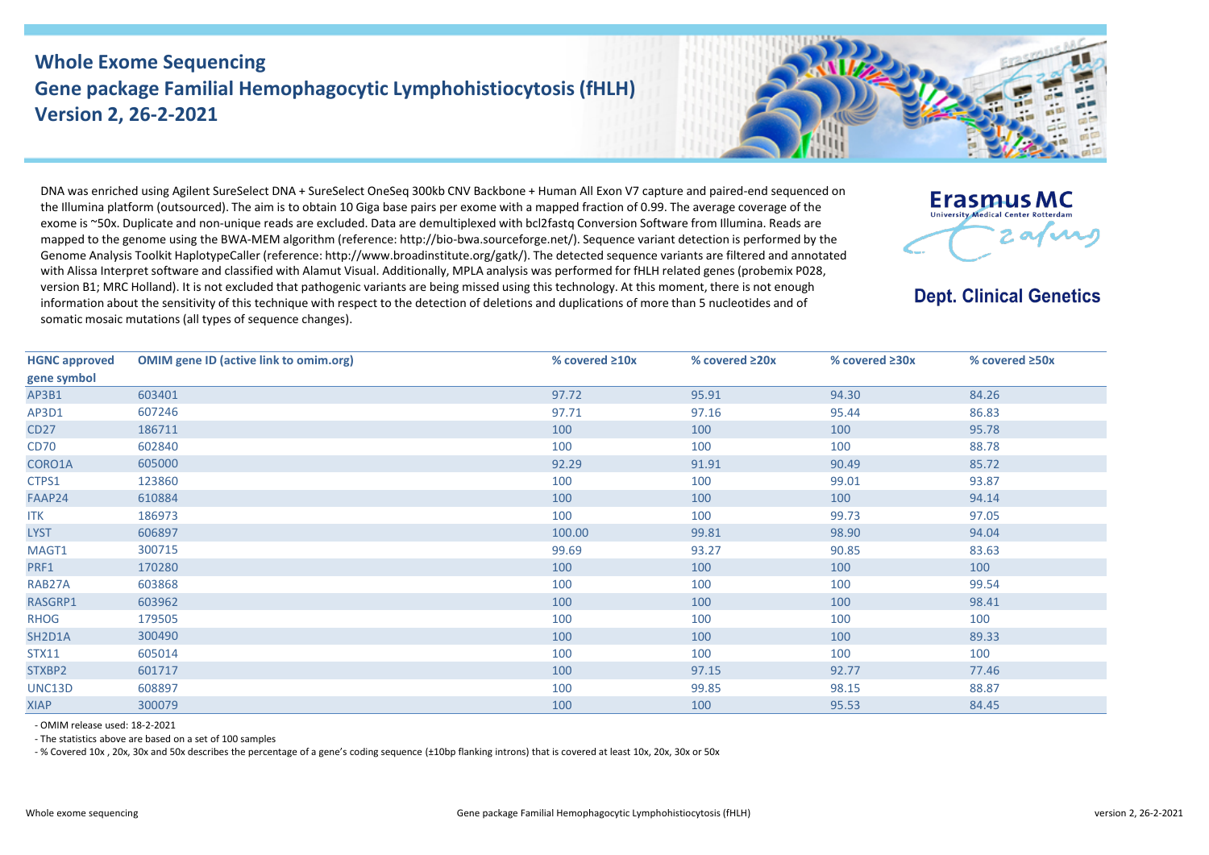# Whole Exome Sequencing
## Gene package Familial Hemophagocytic Lymphohistiocytosis (fHLH)
## Version 2, 26-2-2021

Erasmus MC University Medical Center Rotterdam

**Dept. Clinical Genetics**

DNA was enriched using Agilent SureSelect DNA + SureSelect OneSeq 300kb CNV Backbone + Human All Exon V7 capture and paired-end sequenced on the Illumina platform (outsourced). The aim is to obtain 10 Giga base pairs per exome with a mapped fraction of 0.99. The average coverage of the exome is ~50x. Duplicate and non-unique reads are excluded. Data are demultiplexed with bcl2fastq Conversion Software from Illumina. Reads are mapped to the genome using the BWA-MEM algorithm (reference: http://bio-bwa.sourceforge.net/). Sequence variant detection is performed by the Genome Analysis Toolkit HaplotypeCaller (reference: http://www.broadinstitute.org/gatk/). The detected sequence variants are filtered and annotated with Alissa Interpret software and classified with Alamut Visual. Additionally, MPLA analysis was performed for fHLH related genes (probemix P028, version B1; MRC Holland). It is not excluded that pathogenic variants are being missed using this technology. At this moment, there is not enough information about the sensitivity of this technique with respect to the detection of deletions and duplications of more than 5 nucleotides and of somatic mosaic mutations (all types of sequence changes).

| HGNC approved gene symbol | OMIM gene ID (active link to omim.org) | % covered ≥10x | % covered ≥20x | % covered ≥30x | % covered ≥50x |
|---|---|---|---|---|---|
| AP3B1 | 603401 | 97.72 | 95.91 | 94.30 | 84.26 |
| AP3D1 | 607246 | 97.71 | 97.16 | 95.44 | 86.83 |
| CD27 | 186711 | 100 | 100 | 100 | 95.78 |
| CD70 | 602840 | 100 | 100 | 100 | 88.78 |
| CORO1A | 605000 | 92.29 | 91.91 | 90.49 | 85.72 |
| CTPS1 | 123860 | 100 | 100 | 99.01 | 93.87 |
| FAAP24 | 610884 | 100 | 100 | 100 | 94.14 |
| ITK | 186973 | 100 | 100 | 99.73 | 97.05 |
| LYST | 606897 | 100.00 | 99.81 | 98.90 | 94.04 |
| MAGT1 | 300715 | 99.69 | 93.27 | 90.85 | 83.63 |
| PRF1 | 170280 | 100 | 100 | 100 | 100 |
| RAB27A | 603868 | 100 | 100 | 100 | 99.54 |
| RASGRP1 | 603962 | 100 | 100 | 100 | 98.41 |
| RHOG | 179505 | 100 | 100 | 100 | 100 |
| SH2D1A | 300490 | 100 | 100 | 100 | 89.33 |
| STX11 | 605014 | 100 | 100 | 100 | 100 |
| STXBP2 | 601717 | 100 | 97.15 | 92.77 | 77.46 |
| UNC13D | 608897 | 100 | 99.85 | 98.15 | 88.87 |
| XIAP | 300079 | 100 | 100 | 95.53 | 84.45 |

- OMIM release used: 18-2-2021
- The statistics above are based on a set of 100 samples
- % Covered 10x , 20x, 30x and 50x describes the percentage of a gene's coding sequence (±10bp flanking introns) that is covered at least 10x, 20x, 30x or 50x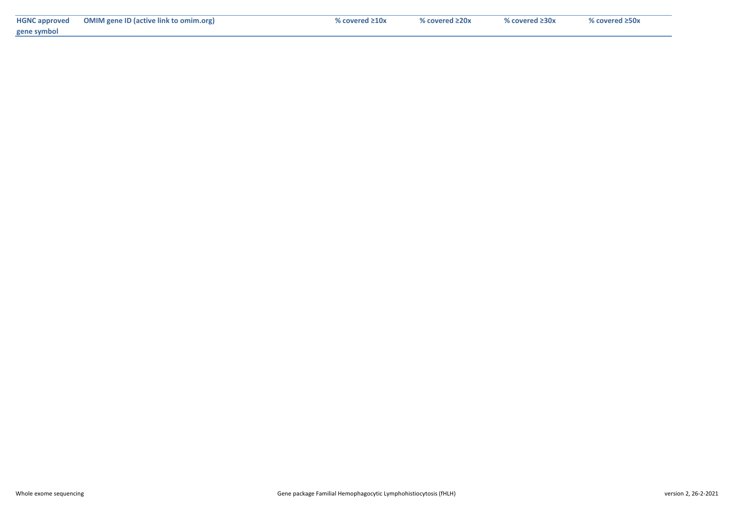| HGNC approved gene symbol | OMIM gene ID (active link to omim.org) | % covered ≥10x | % covered ≥20x | % covered ≥30x | % covered ≥50x |
|---|---|---|---|---|---|